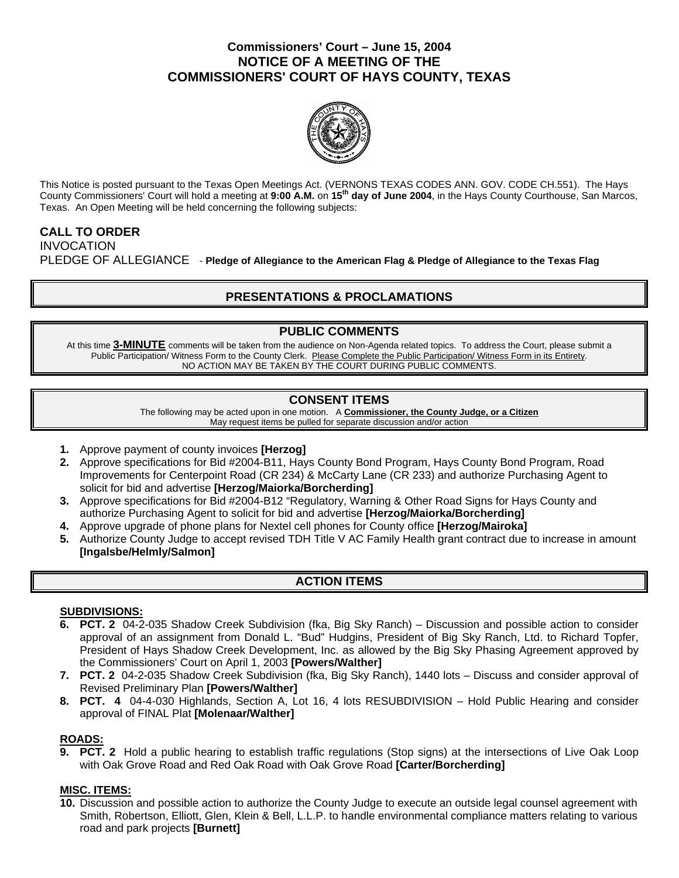# Commissioners' Court – June 15, 2004
# NOTICE OF A MEETING OF THE COMMISSIONERS' COURT OF HAYS COUNTY, TEXAS

This Notice is posted pursuant to the Texas Open Meetings Act. (VERNONS TEXAS CODES ANN. GOV. CODE CH.551). The Hays County Commissioners' Court will hold a meeting at **9:00 A.M.** on **15th day of June 2004**, in the Hays County Courthouse, San Marcos, Texas. An Open Meeting will be held concerning the following subjects:

**CALL TO ORDER**
INVOCATION
PLEDGE OF ALLEGIANCE - **Pledge of Allegiance to the American Flag & Pledge of Allegiance to the Texas Flag**

## PRESENTATIONS & PROCLAMATIONS

## PUBLIC COMMENTS

At this time **3-MINUTE** comments will be taken from the audience on Non-Agenda related topics. To address the Court, please submit a Public Participation/ Witness Form to the County Clerk. Please Complete the Public Participation/ Witness Form in its Entirety.
NO ACTION MAY BE TAKEN BY THE COURT DURING PUBLIC COMMENTS.

## CONSENT ITEMS

The following may be acted upon in one motion. A **Commissioner, the County Judge, or a Citizen** May request items be pulled for separate discussion and/or action

1. Approve payment of county invoices **[Herzog]**
2. Approve specifications for Bid #2004-B11, Hays County Bond Program, Hays County Bond Program, Road Improvements for Centerpoint Road (CR 234) & McCarty Lane (CR 233) and authorize Purchasing Agent to solicit for bid and advertise **[Herzog/Maiorka/Borcherding]**
3. Approve specifications for Bid #2004-B12 "Regulatory, Warning & Other Road Signs for Hays County and authorize Purchasing Agent to solicit for bid and advertise **[Herzog/Maiorka/Borcherding]**
4. Approve upgrade of phone plans for Nextel cell phones for County office **[Herzog/Mairoka]**
5. Authorize County Judge to accept revised TDH Title V AC Family Health grant contract due to increase in amount **[Ingalsbe/Helmly/Salmon]**

## ACTION ITEMS

**SUBDIVISIONS:**

6. **PCT. 2** 04-2-035 Shadow Creek Subdivision (fka, Big Sky Ranch) – Discussion and possible action to consider approval of an assignment from Donald L. "Bud" Hudgins, President of Big Sky Ranch, Ltd. to Richard Topfer, President of Hays Shadow Creek Development, Inc. as allowed by the Big Sky Phasing Agreement approved by the Commissioners' Court on April 1, 2003 **[Powers/Walther]**
7. **PCT. 2** 04-2-035 Shadow Creek Subdivision (fka, Big Sky Ranch), 1440 lots – Discuss and consider approval of Revised Preliminary Plan **[Powers/Walther]**
8. **PCT. 4** 04-4-030 Highlands, Section A, Lot 16, 4 lots RESUBDIVISION – Hold Public Hearing and consider approval of FINAL Plat **[Molenaar/Walther]**

**ROADS:**

9. **PCT. 2** Hold a public hearing to establish traffic regulations (Stop signs) at the intersections of Live Oak Loop with Oak Grove Road and Red Oak Road with Oak Grove Road **[Carter/Borcherding]**

**MISC. ITEMS:**

10. Discussion and possible action to authorize the County Judge to execute an outside legal counsel agreement with Smith, Robertson, Elliott, Glen, Klein & Bell, L.L.P. to handle environmental compliance matters relating to various road and park projects **[Burnett]**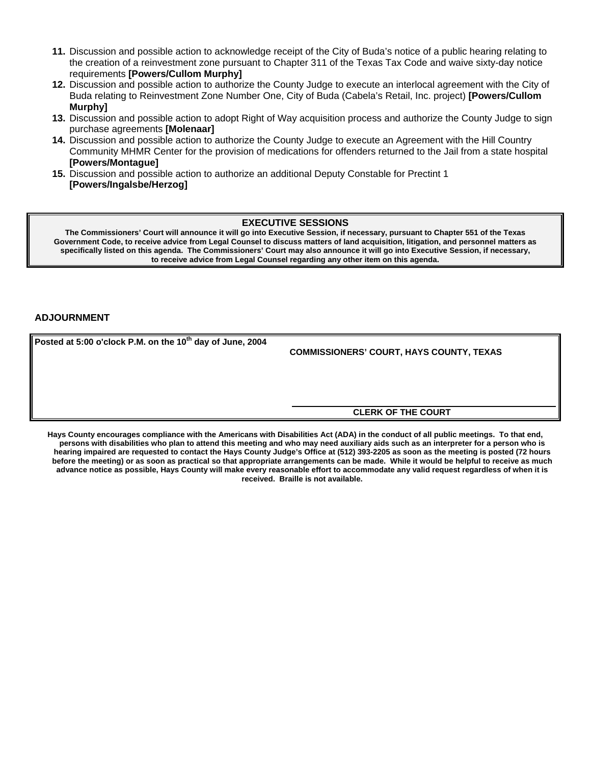11. Discussion and possible action to acknowledge receipt of the City of Buda's notice of a public hearing relating to the creation of a reinvestment zone pursuant to Chapter 311 of the Texas Tax Code and waive sixty-day notice requirements **[Powers/Cullom Murphy]**
12. Discussion and possible action to authorize the County Judge to execute an interlocal agreement with the City of Buda relating to Reinvestment Zone Number One, City of Buda (Cabela's Retail, Inc. project) **[Powers/Cullom Murphy]**
13. Discussion and possible action to adopt Right of Way acquisition process and authorize the County Judge to sign purchase agreements **[Molenaar]**
14. Discussion and possible action to authorize the County Judge to execute an Agreement with the Hill Country Community MHMR Center for the provision of medications for offenders returned to the Jail from a state hospital **[Powers/Montague]**
15. Discussion and possible action to authorize an additional Deputy Constable for Prectint 1 **[Powers/Ingalsbe/Herzog]**

**EXECUTIVE SESSIONS**

**The Commissioners' Court will announce it will go into Executive Session, if necessary, pursuant to Chapter 551 of the Texas Government Code, to receive advice from Legal Counsel to discuss matters of land acquisition, litigation, and personnel matters as specifically listed on this agenda. The Commissioners' Court may also announce it will go into Executive Session, if necessary, to receive advice from Legal Counsel regarding any other item on this agenda.**

**ADJOURNMENT**

**Posted at 5:00 o'clock P.M. on the 10th day of June, 2004**

**COMMISSIONERS' COURT, HAYS COUNTY, TEXAS**

**CLERK OF THE COURT**

**Hays County encourages compliance with the Americans with Disabilities Act (ADA) in the conduct of all public meetings. To that end, persons with disabilities who plan to attend this meeting and who may need auxiliary aids such as an interpreter for a person who is hearing impaired are requested to contact the Hays County Judge's Office at (512) 393-2205 as soon as the meeting is posted (72 hours before the meeting) or as soon as practical so that appropriate arrangements can be made. While it would be helpful to receive as much advance notice as possible, Hays County will make every reasonable effort to accommodate any valid request regardless of when it is received. Braille is not available.**